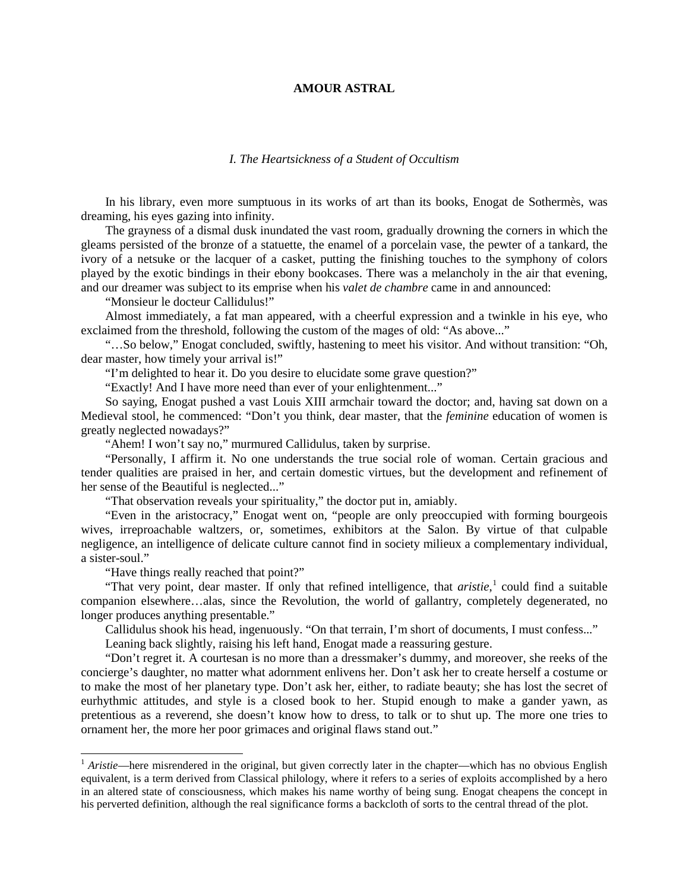# AMOUR ASTRAL

### *I. The Heartsickness of a Student of Occultism*

In his library, even more sumptuous in its works of art than its books, Enogat de Sothermès, was dreaming, his eyes gazing into infinity.

The grayness of a dismal dusk inundated the vast room, gradually drowning the corners in which the gleams persisted of the bronze of a statuette, the enamel of a porcelain vase, the pewter of a tankard, the ivory of a netsuke or the lacquer of a casket, putting the finishing touches to the symphony of colors played by the exotic bindings in their ebony bookcases. There was a melancholy in the air that evening, and our dreamer was subject to its emprise when his *valet de chambre* came in and announced:

"Monsieur le docteur Callidulus!"

Almost immediately, a fat man appeared, with a cheerful expression and a twinkle in his eye, who exclaimed from the threshold, following the custom of the mages of old: "As above..."

"…So below," Enogat concluded, swiftly, hastening to meet his visitor. And without transition: "Oh, dear master, how timely your arrival is!"

"I'm delighted to hear it. Do you desire to elucidate some grave question?"

"Exactly! And I have more need than ever of your enlightenment..."

So saying, Enogat pushed a vast Louis XIII armchair toward the doctor; and, having sat down on a Medieval stool, he commenced: "Don't you think, dear master, that the *feminine* education of women is greatly neglected nowadays?"

"Ahem! I won't say no," murmured Callidulus, taken by surprise.

"Personally, I affirm it. No one understands the true social role of woman. Certain gracious and tender qualities are praised in her, and certain domestic virtues, but the development and refinement of her sense of the Beautiful is neglected..."

"That observation reveals your spirituality," the doctor put in, amiably.

"Even in the aristocracy," Enogat went on, "people are only preoccupied with forming bourgeois wives, irreproachable waltzers, or, sometimes, exhibitors at the Salon. By virtue of that culpable negligence, an intelligence of delicate culture cannot find in society milieux a complementary individual, a sister-soul."

"Have things really reached that point?"

"That very point, dear master. If only that refined intelligence, that *aristie*,[1] could find a suitable companion elsewhere…alas, since the Revolution, the world of gallantry, completely degenerated, no longer produces anything presentable."

Callidulus shook his head, ingenuously. "On that terrain, I'm short of documents, I must confess..."

Leaning back slightly, raising his left hand, Enogat made a reassuring gesture.

"Don't regret it. A courtesan is no more than a dressmaker's dummy, and moreover, she reeks of the concierge's daughter, no matter what adornment enlivens her. Don't ask her to create herself a costume or to make the most of her planetary type. Don't ask her, either, to radiate beauty; she has lost the secret of eurhythmic attitudes, and style is a closed book to her. Stupid enough to make a gander yawn, as pretentious as a reverend, she doesn't know how to dress, to talk or to shut up. The more one tries to ornament her, the more her poor grimaces and original flaws stand out."

---

[1] *Aristie*—here misrendered in the original, but given correctly later in the chapter—which has no obvious English equivalent, is a term derived from Classical philology, where it refers to a series of exploits accomplished by a hero in an altered state of consciousness, which makes his name worthy of being sung. Enogat cheapens the concept in his perverted definition, although the real significance forms a backcloth of sorts to the central thread of the plot.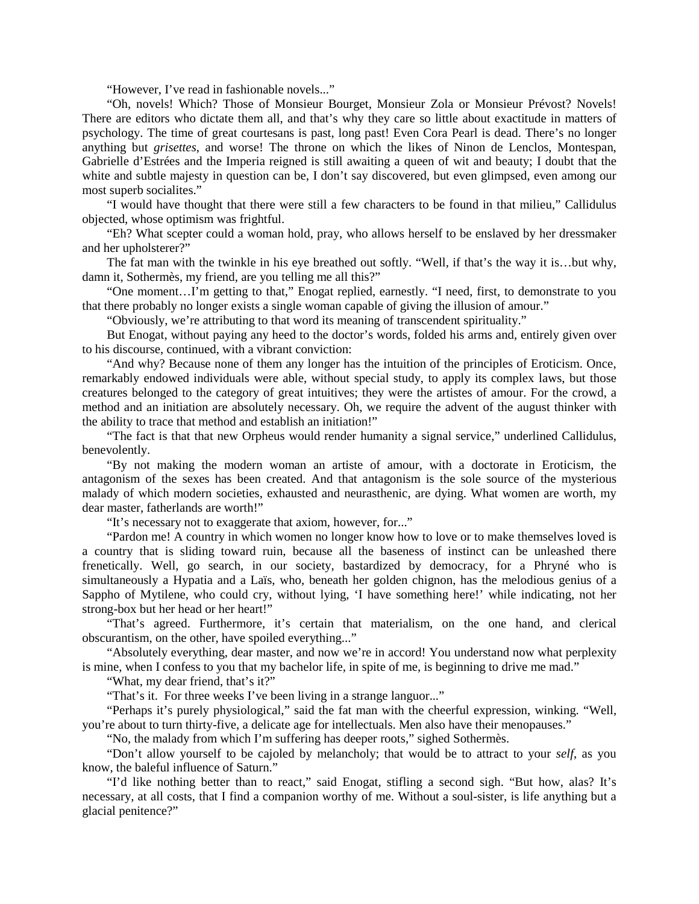"However, I've read in fashionable novels..."

"Oh, novels! Which? Those of Monsieur Bourget, Monsieur Zola or Monsieur Prévost? Novels! There are editors who dictate them all, and that's why they care so little about exactitude in matters of psychology. The time of great courtesans is past, long past! Even Cora Pearl is dead. There's no longer anything but *grisettes*, and worse! The throne on which the likes of Ninon de Lenclos, Montespan, Gabrielle d'Estrées and the Imperia reigned is still awaiting a queen of wit and beauty; I doubt that the white and subtle majesty in question can be, I don't say discovered, but even glimpsed, even among our most superb socialites."

"I would have thought that there were still a few characters to be found in that milieu," Callidulus objected, whose optimism was frightful.

"Eh? What scepter could a woman hold, pray, who allows herself to be enslaved by her dressmaker and her upholsterer?"

The fat man with the twinkle in his eye breathed out softly. "Well, if that's the way it is…but why, damn it, Sothermès, my friend, are you telling me all this?"

"One moment…I'm getting to that," Enogat replied, earnestly. "I need, first, to demonstrate to you that there probably no longer exists a single woman capable of giving the illusion of amour."

"Obviously, we're attributing to that word its meaning of transcendent spirituality."

But Enogat, without paying any heed to the doctor's words, folded his arms and, entirely given over to his discourse, continued, with a vibrant conviction:

"And why? Because none of them any longer has the intuition of the principles of Eroticism. Once, remarkably endowed individuals were able, without special study, to apply its complex laws, but those creatures belonged to the category of great intuitives; they were the artistes of amour. For the crowd, a method and an initiation are absolutely necessary. Oh, we require the advent of the august thinker with the ability to trace that method and establish an initiation!"

"The fact is that that new Orpheus would render humanity a signal service," underlined Callidulus, benevolently.

"By not making the modern woman an artiste of amour, with a doctorate in Eroticism, the antagonism of the sexes has been created. And that antagonism is the sole source of the mysterious malady of which modern societies, exhausted and neurasthenic, are dying. What women are worth, my dear master, fatherlands are worth!"

"It's necessary not to exaggerate that axiom, however, for..."

"Pardon me! A country in which women no longer know how to love or to make themselves loved is a country that is sliding toward ruin, because all the baseness of instinct can be unleashed there frenetically. Well, go search, in our society, bastardized by democracy, for a Phryné who is simultaneously a Hypatia and a Laïs, who, beneath her golden chignon, has the melodious genius of a Sappho of Mytilene, who could cry, without lying, 'I have something here!' while indicating, not her strong-box but her head or her heart!"

"That's agreed. Furthermore, it's certain that materialism, on the one hand, and clerical obscurantism, on the other, have spoiled everything..."

"Absolutely everything, dear master, and now we're in accord! You understand now what perplexity is mine, when I confess to you that my bachelor life, in spite of me, is beginning to drive me mad."

"What, my dear friend, that's it?"

"That's it. For three weeks I've been living in a strange languor..."

"Perhaps it's purely physiological," said the fat man with the cheerful expression, winking. "Well, you're about to turn thirty-five, a delicate age for intellectuals. Men also have their menopauses."

"No, the malady from which I'm suffering has deeper roots," sighed Sothermès.

"Don't allow yourself to be cajoled by melancholy; that would be to attract to your *self*, as you know, the baleful influence of Saturn."

"I'd like nothing better than to react," said Enogat, stifling a second sigh. "But how, alas? It's necessary, at all costs, that I find a companion worthy of me. Without a soul-sister, is life anything but a glacial penitence?"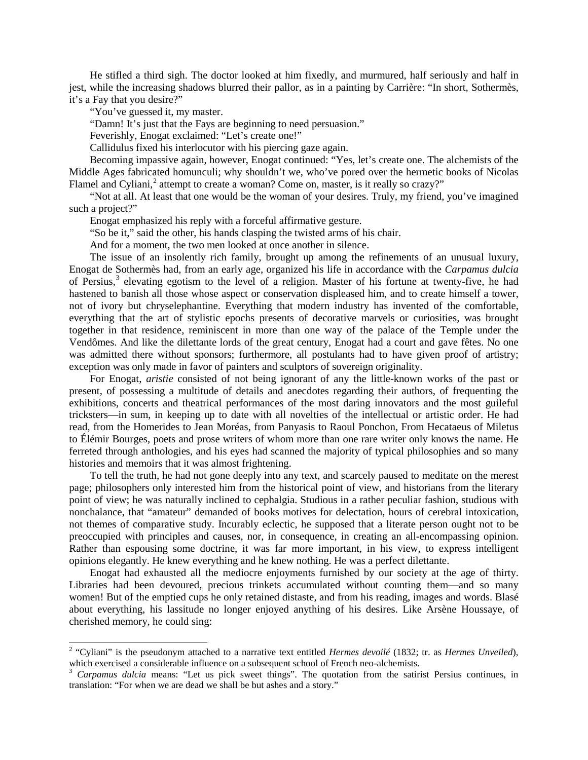He stifled a third sigh. The doctor looked at him fixedly, and murmured, half seriously and half in jest, while the increasing shadows blurred their pallor, as in a painting by Carrière: "In short, Sothermès, it's a Fay that you desire?"

"You've guessed it, my master.

"Damn! It's just that the Fays are beginning to need persuasion."

Feverishly, Enogat exclaimed: "Let's create one!"

Callidulus fixed his interlocutor with his piercing gaze again.

Becoming impassive again, however, Enogat continued: "Yes, let's create one. The alchemists of the Middle Ages fabricated homunculi; why shouldn't we, who've pored over the hermetic books of Nicolas Flamel and Cyliani,[2] attempt to create a woman? Come on, master, is it really so crazy?"

"Not at all. At least that one would be the woman of your desires. Truly, my friend, you've imagined such a project?"

Enogat emphasized his reply with a forceful affirmative gesture.

"So be it," said the other, his hands clasping the twisted arms of his chair.

And for a moment, the two men looked at once another in silence.

The issue of an insolently rich family, brought up among the refinements of an unusual luxury, Enogat de Sothermès had, from an early age, organized his life in accordance with the *Carpamus dulcia* of Persius,[3] elevating egotism to the level of a religion. Master of his fortune at twenty-five, he had hastened to banish all those whose aspect or conservation displeased him, and to create himself a tower, not of ivory but chryselephantine. Everything that modern industry has invented of the comfortable, everything that the art of stylistic epochs presents of decorative marvels or curiosities, was brought together in that residence, reminiscent in more than one way of the palace of the Temple under the Vendômes. And like the dilettante lords of the great century, Enogat had a court and gave fêtes. No one was admitted there without sponsors; furthermore, all postulants had to have given proof of artistry; exception was only made in favor of painters and sculptors of sovereign originality.

For Enogat, *aristie* consisted of not being ignorant of any the little-known works of the past or present, of possessing a multitude of details and anecdotes regarding their authors, of frequenting the exhibitions, concerts and theatrical performances of the most daring innovators and the most guileful tricksters—in sum, in keeping up to date with all novelties of the intellectual or artistic order. He had read, from the Homerides to Jean Moréas, from Panyasis to Raoul Ponchon, From Hecataeus of Miletus to Élémir Bourges, poets and prose writers of whom more than one rare writer only knows the name. He ferreted through anthologies, and his eyes had scanned the majority of typical philosophies and so many histories and memoirs that it was almost frightening.

To tell the truth, he had not gone deeply into any text, and scarcely paused to meditate on the merest page; philosophers only interested him from the historical point of view, and historians from the literary point of view; he was naturally inclined to cephalgia. Studious in a rather peculiar fashion, studious with nonchalance, that "amateur" demanded of books motives for delectation, hours of cerebral intoxication, not themes of comparative study. Incurably eclectic, he supposed that a literate person ought not to be preoccupied with principles and causes, nor, in consequence, in creating an all-encompassing opinion. Rather than espousing some doctrine, it was far more important, in his view, to express intelligent opinions elegantly. He knew everything and he knew nothing. He was a perfect dilettante.

Enogat had exhausted all the mediocre enjoyments furnished by our society at the age of thirty. Libraries had been devoured, precious trinkets accumulated without counting them—and so many women! But of the emptied cups he only retained distaste, and from his reading, images and words. Blasé about everything, his lassitude no longer enjoyed anything of his desires. Like Arsène Houssaye, of cherished memory, he could sing:

---

[2] "Cyliani" is the pseudonym attached to a narrative text entitled *Hermes devoilé* (1832; tr. as *Hermes Unveiled*), which exercised a considerable influence on a subsequent school of French neo-alchemists.

[3] *Carpamus dulcia* means: "Let us pick sweet things". The quotation from the satirist Persius continues, in translation: "For when we are dead we shall be but ashes and a story."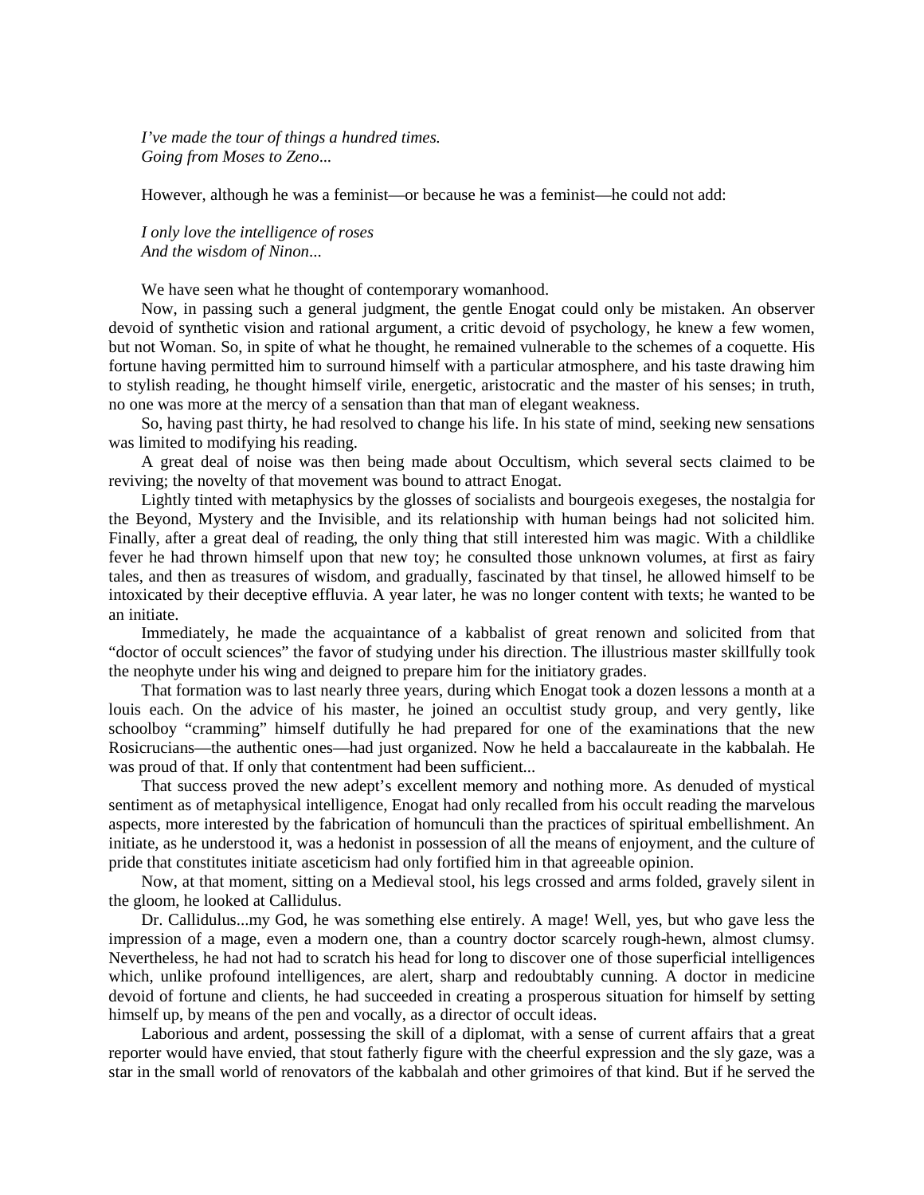*I've made the tour of things a hundred times.*
*Going from Moses to Zeno...*

However, although he was a feminist—or because he was a feminist—he could not add:

*I only love the intelligence of roses*
*And the wisdom of Ninon...*

We have seen what he thought of contemporary womanhood.

Now, in passing such a general judgment, the gentle Enogat could only be mistaken. An observer devoid of synthetic vision and rational argument, a critic devoid of psychology, he knew a few women, but not Woman. So, in spite of what he thought, he remained vulnerable to the schemes of a coquette. His fortune having permitted him to surround himself with a particular atmosphere, and his taste drawing him to stylish reading, he thought himself virile, energetic, aristocratic and the master of his senses; in truth, no one was more at the mercy of a sensation than that man of elegant weakness.

So, having past thirty, he had resolved to change his life. In his state of mind, seeking new sensations was limited to modifying his reading.

A great deal of noise was then being made about Occultism, which several sects claimed to be reviving; the novelty of that movement was bound to attract Enogat.

Lightly tinted with metaphysics by the glosses of socialists and bourgeois exegeses, the nostalgia for the Beyond, Mystery and the Invisible, and its relationship with human beings had not solicited him. Finally, after a great deal of reading, the only thing that still interested him was magic. With a childlike fever he had thrown himself upon that new toy; he consulted those unknown volumes, at first as fairy tales, and then as treasures of wisdom, and gradually, fascinated by that tinsel, he allowed himself to be intoxicated by their deceptive effluvia. A year later, he was no longer content with texts; he wanted to be an initiate.

Immediately, he made the acquaintance of a kabbalist of great renown and solicited from that "doctor of occult sciences" the favor of studying under his direction. The illustrious master skillfully took the neophyte under his wing and deigned to prepare him for the initiatory grades.

That formation was to last nearly three years, during which Enogat took a dozen lessons a month at a louis each. On the advice of his master, he joined an occultist study group, and very gently, like schoolboy "cramming" himself dutifully he had prepared for one of the examinations that the new Rosicrucians—the authentic ones—had just organized. Now he held a baccalaureate in the kabbalah. He was proud of that. If only that contentment had been sufficient...

That success proved the new adept's excellent memory and nothing more. As denuded of mystical sentiment as of metaphysical intelligence, Enogat had only recalled from his occult reading the marvelous aspects, more interested by the fabrication of homunculi than the practices of spiritual embellishment. An initiate, as he understood it, was a hedonist in possession of all the means of enjoyment, and the culture of pride that constitutes initiate asceticism had only fortified him in that agreeable opinion.

Now, at that moment, sitting on a Medieval stool, his legs crossed and arms folded, gravely silent in the gloom, he looked at Callidulus.

Dr. Callidulus...my God, he was something else entirely. A mage! Well, yes, but who gave less the impression of a mage, even a modern one, than a country doctor scarcely rough-hewn, almost clumsy. Nevertheless, he had not had to scratch his head for long to discover one of those superficial intelligences which, unlike profound intelligences, are alert, sharp and redoubtably cunning. A doctor in medicine devoid of fortune and clients, he had succeeded in creating a prosperous situation for himself by setting himself up, by means of the pen and vocally, as a director of occult ideas.

Laborious and ardent, possessing the skill of a diplomat, with a sense of current affairs that a great reporter would have envied, that stout fatherly figure with the cheerful expression and the sly gaze, was a star in the small world of renovators of the kabbalah and other grimoires of that kind. But if he served the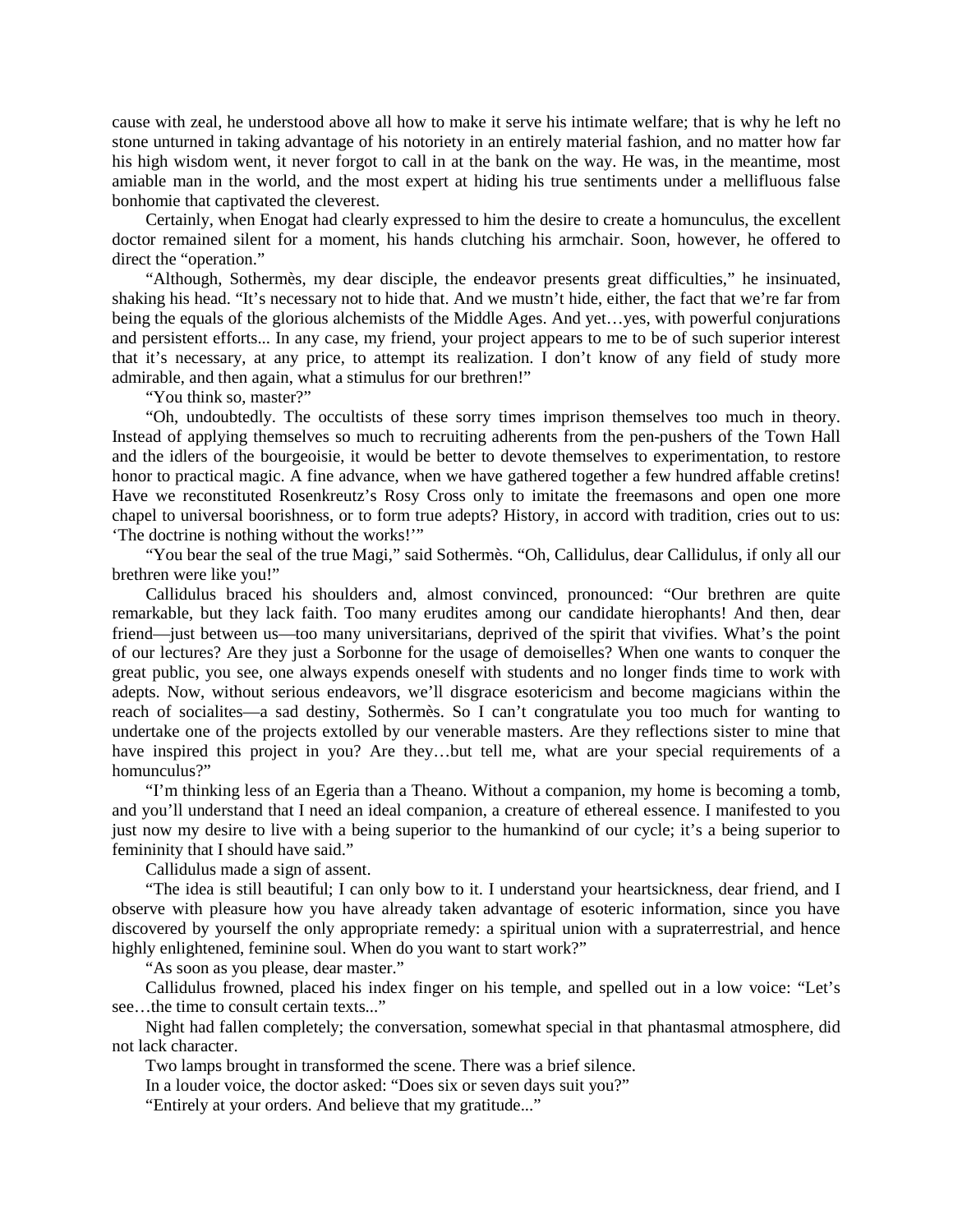cause with zeal, he understood above all how to make it serve his intimate welfare; that is why he left no stone unturned in taking advantage of his notoriety in an entirely material fashion, and no matter how far his high wisdom went, it never forgot to call in at the bank on the way. He was, in the meantime, most amiable man in the world, and the most expert at hiding his true sentiments under a mellifluous false bonhomie that captivated the cleverest.

Certainly, when Enogat had clearly expressed to him the desire to create a homunculus, the excellent doctor remained silent for a moment, his hands clutching his armchair. Soon, however, he offered to direct the "operation."

"Although, Sothermès, my dear disciple, the endeavor presents great difficulties," he insinuated, shaking his head. "It's necessary not to hide that. And we mustn't hide, either, the fact that we're far from being the equals of the glorious alchemists of the Middle Ages. And yet…yes, with powerful conjurations and persistent efforts... In any case, my friend, your project appears to me to be of such superior interest that it's necessary, at any price, to attempt its realization. I don't know of any field of study more admirable, and then again, what a stimulus for our brethren!"

"You think so, master?"

"Oh, undoubtedly. The occultists of these sorry times imprison themselves too much in theory. Instead of applying themselves so much to recruiting adherents from the pen-pushers of the Town Hall and the idlers of the bourgeoisie, it would be better to devote themselves to experimentation, to restore honor to practical magic. A fine advance, when we have gathered together a few hundred affable cretins! Have we reconstituted Rosenkreutz's Rosy Cross only to imitate the freemasons and open one more chapel to universal boorishness, or to form true adepts? History, in accord with tradition, cries out to us: 'The doctrine is nothing without the works!'"

"You bear the seal of the true Magi," said Sothermès. "Oh, Callidulus, dear Callidulus, if only all our brethren were like you!"

Callidulus braced his shoulders and, almost convinced, pronounced: "Our brethren are quite remarkable, but they lack faith. Too many erudites among our candidate hierophants! And then, dear friend—just between us—too many universitarians, deprived of the spirit that vivifies. What's the point of our lectures? Are they just a Sorbonne for the usage of demoiselles? When one wants to conquer the great public, you see, one always expends oneself with students and no longer finds time to work with adepts. Now, without serious endeavors, we'll disgrace esotericism and become magicians within the reach of socialites—a sad destiny, Sothermès. So I can't congratulate you too much for wanting to undertake one of the projects extolled by our venerable masters. Are they reflections sister to mine that have inspired this project in you? Are they…but tell me, what are your special requirements of a homunculus?"

"I'm thinking less of an Egeria than a Theano. Without a companion, my home is becoming a tomb, and you'll understand that I need an ideal companion, a creature of ethereal essence. I manifested to you just now my desire to live with a being superior to the humankind of our cycle; it's a being superior to femininity that I should have said."

Callidulus made a sign of assent.

"The idea is still beautiful; I can only bow to it. I understand your heartsickness, dear friend, and I observe with pleasure how you have already taken advantage of esoteric information, since you have discovered by yourself the only appropriate remedy: a spiritual union with a supraterrestrial, and hence highly enlightened, feminine soul. When do you want to start work?"

"As soon as you please, dear master."

Callidulus frowned, placed his index finger on his temple, and spelled out in a low voice: "Let's see…the time to consult certain texts..."

Night had fallen completely; the conversation, somewhat special in that phantasmal atmosphere, did not lack character.

Two lamps brought in transformed the scene. There was a brief silence.

In a louder voice, the doctor asked: "Does six or seven days suit you?"

"Entirely at your orders. And believe that my gratitude..."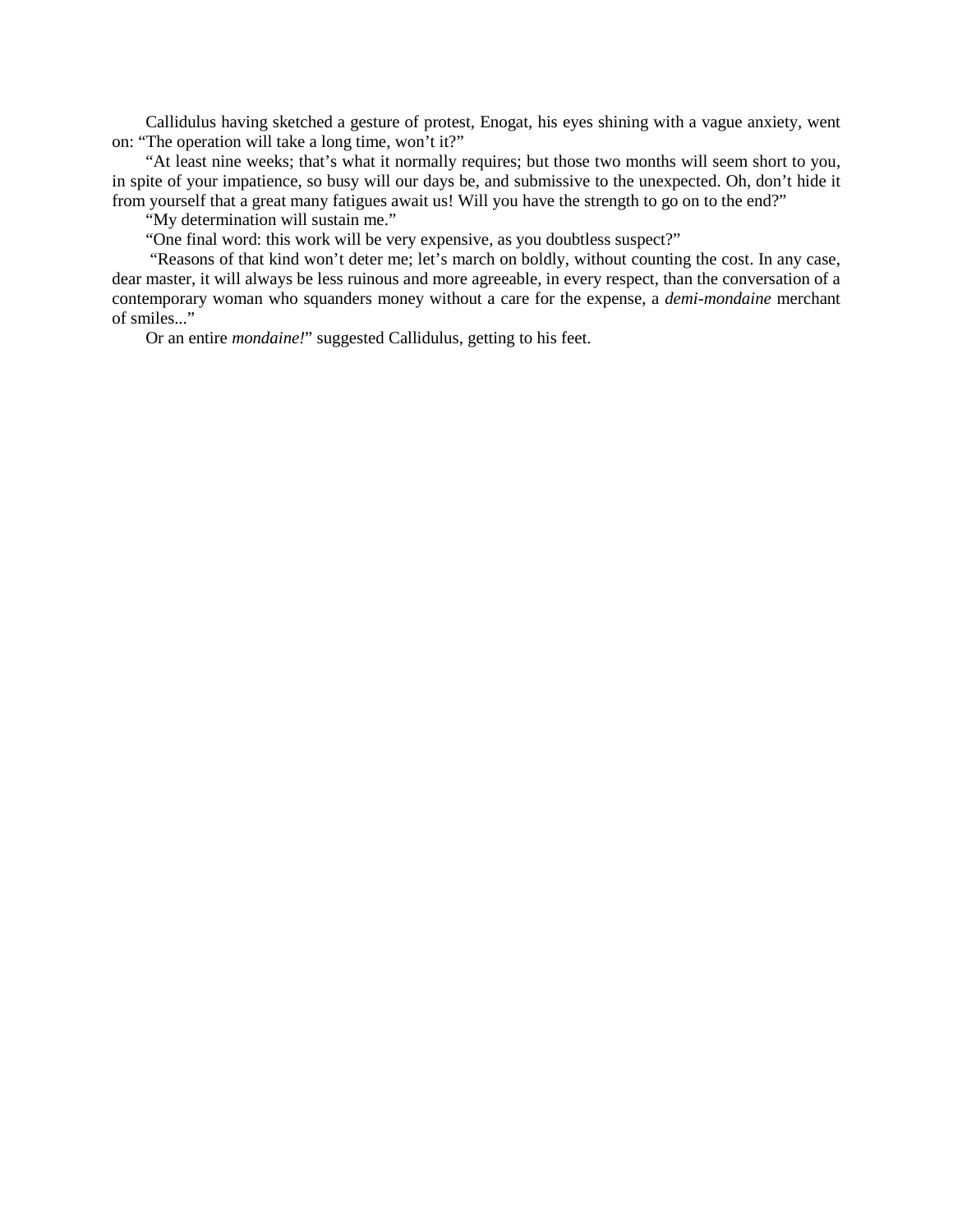Callidulus having sketched a gesture of protest, Enogat, his eyes shining with a vague anxiety, went on: “The operation will take a long time, won’t it?”

“At least nine weeks; that’s what it normally requires; but those two months will seem short to you, in spite of your impatience, so busy will our days be, and submissive to the unexpected. Oh, don’t hide it from yourself that a great many fatigues await us! Will you have the strength to go on to the end?”

“My determination will sustain me.”

“One final word: this work will be very expensive, as you doubtless suspect?”

“Reasons of that kind won’t deter me; let’s march on boldly, without counting the cost. In any case, dear master, it will always be less ruinous and more agreeable, in every respect, than the conversation of a contemporary woman who squanders money without a care for the expense, a *demi-mondaine* merchant of smiles...”

Or an entire *mondaine!*” suggested Callidulus, getting to his feet.